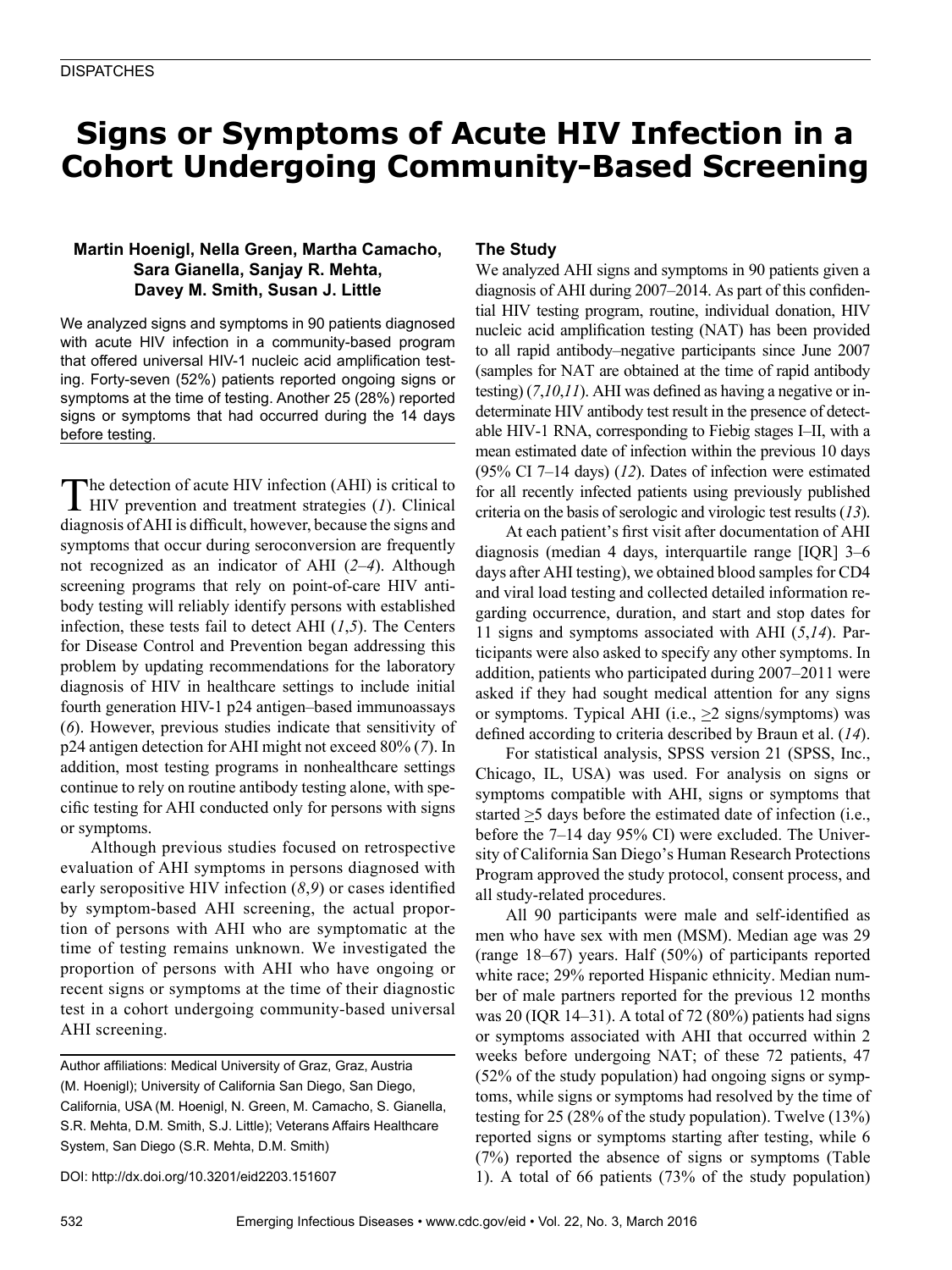DISPATCHES

# Signs or Symptoms of Acute HIV Infection in a Cohort Undergoing Community-Based Screening

**Martin Hoenigl, Nella Green, Martha Camacho, Sara Gianella, Sanjay R. Mehta, Davey M. Smith, Susan J. Little**

We analyzed signs and symptoms in 90 patients diagnosed with acute HIV infection in a community-based program that offered universal HIV-1 nucleic acid amplification testing. Forty-seven (52%) patients reported ongoing signs or symptoms at the time of testing. Another 25 (28%) reported signs or symptoms that had occurred during the 14 days before testing.

The detection of acute HIV infection (AHI) is critical to HIV prevention and treatment strategies (*1*). Clinical diagnosis of AHI is difficult, however, because the signs and symptoms that occur during seroconversion are frequently not recognized as an indicator of AHI (*2–4*). Although screening programs that rely on point-of-care HIV antibody testing will reliably identify persons with established infection, these tests fail to detect AHI (*1*,*5*). The Centers for Disease Control and Prevention began addressing this problem by updating recommendations for the laboratory diagnosis of HIV in healthcare settings to include initial fourth generation HIV-1 p24 antigen–based immunoassays (*6*). However, previous studies indicate that sensitivity of p24 antigen detection for AHI might not exceed 80% (*7*). In addition, most testing programs in nonhealthcare settings continue to rely on routine antibody testing alone, with specific testing for AHI conducted only for persons with signs or symptoms.

Although previous studies focused on retrospective evaluation of AHI symptoms in persons diagnosed with early seropositive HIV infection (*8*,*9*) or cases identified by symptom-based AHI screening, the actual proportion of persons with AHI who are symptomatic at the time of testing remains unknown. We investigated the proportion of persons with AHI who have ongoing or recent signs or symptoms at the time of their diagnostic test in a cohort undergoing community-based universal AHI screening.

Author affiliations: Medical University of Graz, Graz, Austria (M. Hoenigl); University of California San Diego, San Diego, California, USA (M. Hoenigl, N. Green, M. Camacho, S. Gianella, S.R. Mehta, D.M. Smith, S.J. Little); Veterans Affairs Healthcare System, San Diego (S.R. Mehta, D.M. Smith)

DOI: http://dx.doi.org/10.3201/eid2203.151607

## The Study

We analyzed AHI signs and symptoms in 90 patients given a diagnosis of AHI during 2007–2014. As part of this confidential HIV testing program, routine, individual donation, HIV nucleic acid amplification testing (NAT) has been provided to all rapid antibody–negative participants since June 2007 (samples for NAT are obtained at the time of rapid antibody testing) (*7*,*10*,*11*). AHI was defined as having a negative or indeterminate HIV antibody test result in the presence of detectable HIV-1 RNA, corresponding to Fiebig stages I–II, with a mean estimated date of infection within the previous 10 days (95% CI 7–14 days) (*12*). Dates of infection were estimated for all recently infected patients using previously published criteria on the basis of serologic and virologic test results (*13*).

At each patient's first visit after documentation of AHI diagnosis (median 4 days, interquartile range [IQR] 3–6 days after AHI testing), we obtained blood samples for CD4 and viral load testing and collected detailed information regarding occurrence, duration, and start and stop dates for 11 signs and symptoms associated with AHI (*5*,*14*). Participants were also asked to specify any other symptoms. In addition, patients who participated during 2007–2011 were asked if they had sought medical attention for any signs or symptoms. Typical AHI (i.e., $\geq$2 signs/symptoms) was defined according to criteria described by Braun et al. (*14*).

For statistical analysis, SPSS version 21 (SPSS, Inc., Chicago, IL, USA) was used. For analysis on signs or symptoms compatible with AHI, signs or symptoms that started $\geq$5 days before the estimated date of infection (i.e., before the 7–14 day 95% CI) were excluded. The University of California San Diego's Human Research Protections Program approved the study protocol, consent process, and all study-related procedures.

All 90 participants were male and self-identified as men who have sex with men (MSM). Median age was 29 (range 18–67) years. Half (50%) of participants reported white race; 29% reported Hispanic ethnicity. Median number of male partners reported for the previous 12 months was 20 (IQR 14–31). A total of 72 (80%) patients had signs or symptoms associated with AHI that occurred within 2 weeks before undergoing NAT; of these 72 patients, 47 (52% of the study population) had ongoing signs or symptoms, while signs or symptoms had resolved by the time of testing for 25 (28% of the study population). Twelve (13%) reported signs or symptoms starting after testing, while 6 (7%) reported the absence of signs or symptoms (Table 1). A total of 66 patients (73% of the study population)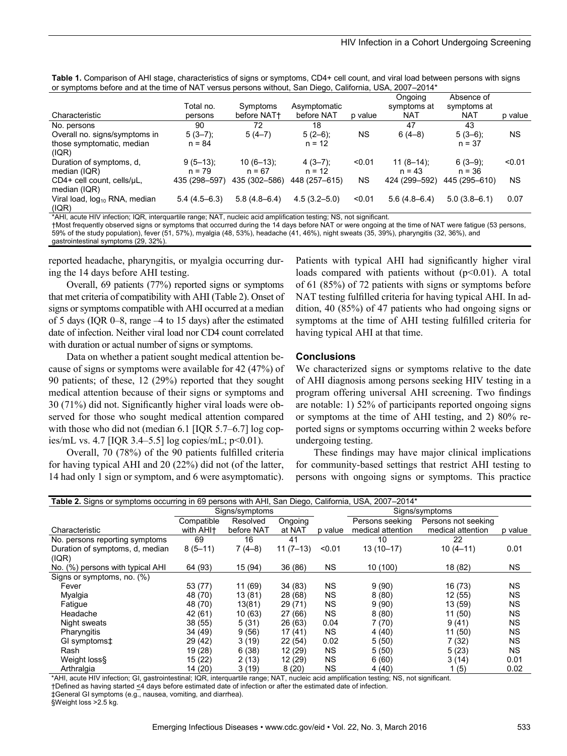**Table 1.** Comparison of AHI stage, characteristics of signs or symptoms, CD4+ cell count, and viral load between persons with signs or symptoms before and at the time of NAT versus persons without, San Diego, California, USA, 2007–2014*

| Characteristic | Total no. persons | Symptoms before NAT† | Asymptomatic before NAT | p value | Ongoing symptoms at NAT | Absence of symptoms at NAT | p value |
|---|---|---|---|---|---|---|---|
| No. persons | 90 | 72 | 18 | | 47 | 43 | |
| Overall no. signs/symptoms in those symptomatic, median (IQR) | 5 (3–7); n = 84 | 5 (4–7) | 5 (2–6); n = 12 | NS | 6 (4–8) | 5 (3–6); n = 37 | NS |
| Duration of symptoms, d, median (IQR) | 9 (5–13); n = 79 | 10 (6–13); n = 67 | 4 (3–7); n = 12 | <0.01 | 11 (8–14); n = 43 | 6 (3–9); n = 36 | <0.01 |
| CD4+ cell count, cells/μL, median (IQR) | 435 (298–597) | 435 (302–586) | 448 (257–615) | NS | 424 (299–592) | 445 (295–610) | NS |
| Viral load, $\log_{10}$ RNA, median (IQR) | 5.4 (4.5–6.3) | 5.8 (4.8–6.4) | 4.5 (3.2–5.0) | <0.01 | 5.6 (4.8–6.4) | 5.0 (3.8–6.1) | 0.07 |

*AHI, acute HIV infection; IQR, interquartile range; NAT, nucleic acid amplification testing; NS, not significant.
†Most frequently observed signs or symptoms that occurred during the 14 days before NAT or were ongoing at the time of NAT were fatigue (53 persons, 59% of the study population), fever (51, 57%), myalgia (48, 53%), headache (41, 46%), night sweats (35, 39%), pharyngitis (32, 36%), and gastrointestinal symptoms (29, 32%).

reported headache, pharyngitis, or myalgia occurring during the 14 days before AHI testing.

Overall, 69 patients (77%) reported signs or symptoms that met criteria of compatibility with AHI (Table 2). Onset of signs or symptoms compatible with AHI occurred at a median of 5 days (IQR 0–8, range –4 to 15 days) after the estimated date of infection. Neither viral load nor CD4 count correlated with duration or actual number of signs or symptoms.

Data on whether a patient sought medical attention because of signs or symptoms were available for 42 (47%) of 90 patients; of these, 12 (29%) reported that they sought medical attention because of their signs or symptoms and 30 (71%) did not. Significantly higher viral loads were observed for those who sought medical attention compared with those who did not (median 6.1 [IQR 5.7–6.7] log copies/mL vs. 4.7 [IQR 3.4–5.5] log copies/mL; p<0.01).

Overall, 70 (78%) of the 90 patients fulfilled criteria for having typical AHI and 20 (22%) did not (of the latter, 14 had only 1 sign or symptom, and 6 were asymptomatic). Patients with typical AHI had significantly higher viral loads compared with patients without (p<0.01). A total of 61 (85%) of 72 patients with signs or symptoms before NAT testing fulfilled criteria for having typical AHI. In addition, 40 (85%) of 47 patients who had ongoing signs or symptoms at the time of AHI testing fulfilled criteria for having typical AHI at that time.

## Conclusions

We characterized signs or symptoms relative to the date of AHI diagnosis among persons seeking HIV testing in a program offering universal AHI screening. Two findings are notable: 1) 52% of participants reported ongoing signs or symptoms at the time of AHI testing, and 2) 80% reported signs or symptoms occurring within 2 weeks before undergoing testing.

These findings may have major clinical implications for community-based settings that restrict AHI testing to persons with ongoing signs or symptoms. This practice

**Table 2.** Signs or symptoms occurring in 69 persons with AHI, San Diego, California, USA, 2007–2014*

| | Signs/symptoms | | | | Signs/symptoms | | |
|---|---|---|---|---|---|---|---|
| Characteristic | Compatible with AHI† | Resolved before NAT | Ongoing at NAT | p value | Persons seeking medical attention | Persons not seeking medical attention | p value |
| No. persons reporting symptoms | 69 | 16 | 41 | | 10 | 22 | |
| Duration of symptoms, d, median (IQR) | 8 (5–11) | 7 (4–8) | 11 (7–13) | <0.01 | 13 (10–17) | 10 (4–11) | 0.01 |
| No. (%) persons with typical AHI | 64 (93) | 15 (94) | 36 (86) | NS | 10 (100) | 18 (82) | NS |
| Signs or symptoms, no. (%) | | | | | | | |
| Fever | 53 (77) | 11 (69) | 34 (83) | NS | 9 (90) | 16 (73) | NS |
| Myalgia | 48 (70) | 13 (81) | 28 (68) | NS | 8 (80) | 12 (55) | NS |
| Fatigue | 48 (70) | 13(81) | 29 (71) | NS | 9 (90) | 13 (59) | NS |
| Headache | 42 (61) | 10 (63) | 27 (66) | NS | 8 (80) | 11 (50) | NS |
| Night sweats | 38 (55) | 5 (31) | 26 (63) | 0.04 | 7 (70) | 9 (41) | NS |
| Pharyngitis | 34 (49) | 9 (56) | 17 (41) | NS | 4 (40) | 11 (50) | NS |
| GI symptoms‡ | 29 (42) | 3 (19) | 22 (54) | 0.02 | 5 (50) | 7 (32) | NS |
| Rash | 19 (28) | 6 (38) | 12 (29) | NS | 5 (50) | 5 (23) | NS |
| Weight loss§ | 15 (22) | 2 (13) | 12 (29) | NS | 6 (60) | 3 (14) | 0.01 |
| Arthralgia | 14 (20) | 3 (19) | 8 (20) | NS | 4 (40) | 1 (5) | 0.02 |

*AHI, acute HIV infection; GI, gastrointestinal; IQR, interquartile range; NAT, nucleic acid amplification testing; NS, not significant.
†Defined as having started ≤4 days before estimated date of infection or after the estimated date of infection.
‡General GI symptoms (e.g., nausea, vomiting, and diarrhea).
§Weight loss >2.5 kg.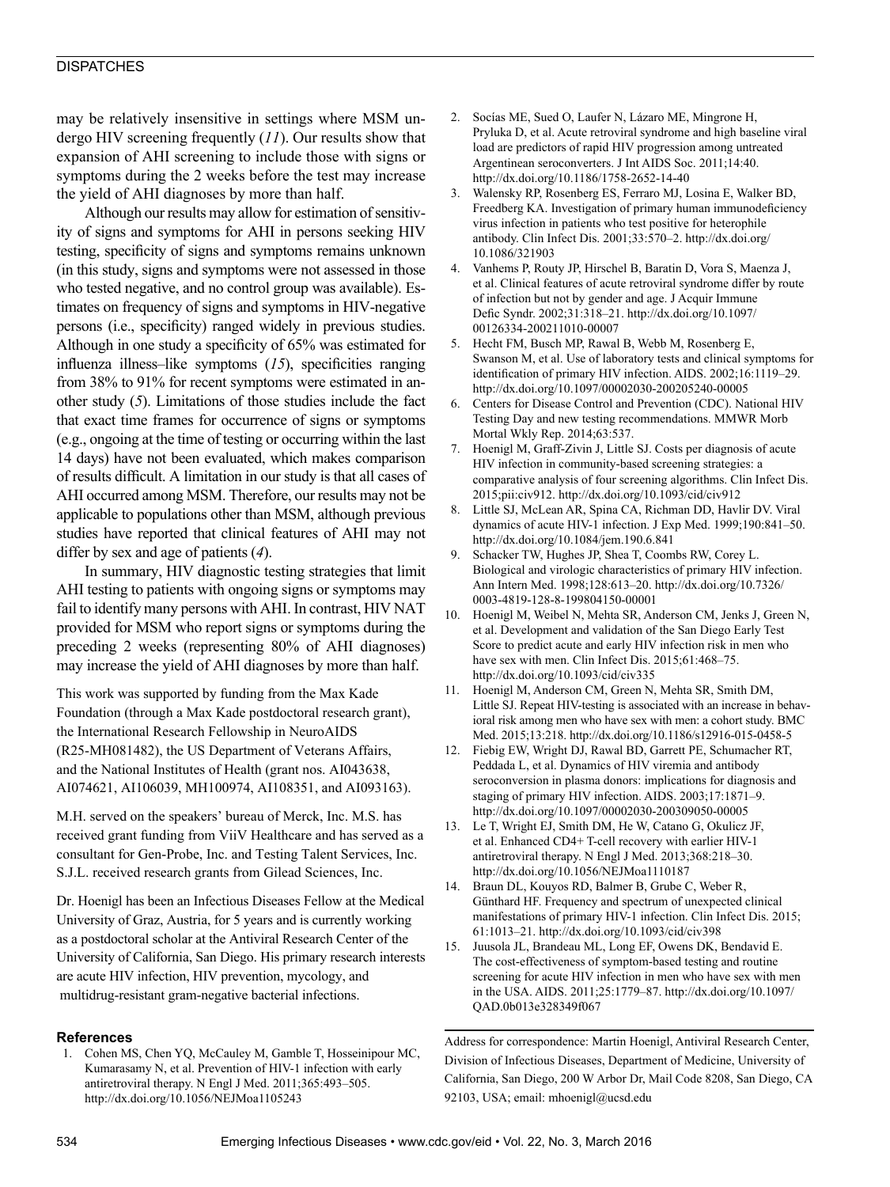may be relatively insensitive in settings where MSM undergo HIV screening frequently (*11*). Our results show that expansion of AHI screening to include those with signs or symptoms during the 2 weeks before the test may increase the yield of AHI diagnoses by more than half.

Although our results may allow for estimation of sensitivity of signs and symptoms for AHI in persons seeking HIV testing, specificity of signs and symptoms remains unknown (in this study, signs and symptoms were not assessed in those who tested negative, and no control group was available). Estimates on frequency of signs and symptoms in HIV-negative persons (i.e., specificity) ranged widely in previous studies. Although in one study a specificity of 65% was estimated for influenza illness–like symptoms (*15*), specificities ranging from 38% to 91% for recent symptoms were estimated in another study (*5*). Limitations of those studies include the fact that exact time frames for occurrence of signs or symptoms (e.g., ongoing at the time of testing or occurring within the last 14 days) have not been evaluated, which makes comparison of results difficult. A limitation in our study is that all cases of AHI occurred among MSM. Therefore, our results may not be applicable to populations other than MSM, although previous studies have reported that clinical features of AHI may not differ by sex and age of patients (*4*).

In summary, HIV diagnostic testing strategies that limit AHI testing to patients with ongoing signs or symptoms may fail to identify many persons with AHI. In contrast, HIV NAT provided for MSM who report signs or symptoms during the preceding 2 weeks (representing 80% of AHI diagnoses) may increase the yield of AHI diagnoses by more than half.

This work was supported by funding from the Max Kade Foundation (through a Max Kade postdoctoral research grant), the International Research Fellowship in NeuroAIDS (R25-MH081482), the US Department of Veterans Affairs, and the National Institutes of Health (grant nos. AI043638, AI074621, AI106039, MH100974, AI108351, and AI093163).

M.H. served on the speakers' bureau of Merck, Inc. M.S. has received grant funding from ViiV Healthcare and has served as a consultant for Gen-Probe, Inc. and Testing Talent Services, Inc. S.J.L. received research grants from Gilead Sciences, Inc.

Dr. Hoenigl has been an Infectious Diseases Fellow at the Medical University of Graz, Austria, for 5 years and is currently working as a postdoctoral scholar at the Antiviral Research Center of the University of California, San Diego. His primary research interests are acute HIV infection, HIV prevention, mycology, and multidrug-resistant gram-negative bacterial infections.

## References

1. Cohen MS, Chen YQ, McCauley M, Gamble T, Hosseinipour MC, Kumarasamy N, et al. Prevention of HIV-1 infection with early antiretroviral therapy. N Engl J Med. 2011;365:493–505. http://dx.doi.org/10.1056/NEJMoa1105243
2. Socías ME, Sued O, Laufer N, Lázaro ME, Mingrone H, Pryluka D, et al. Acute retroviral syndrome and high baseline viral load are predictors of rapid HIV progression among untreated Argentinean seroconverters. J Int AIDS Soc. 2011;14:40. http://dx.doi.org/10.1186/1758-2652-14-40
3. Walensky RP, Rosenberg ES, Ferraro MJ, Losina E, Walker BD, Freedberg KA. Investigation of primary human immunodeficiency virus infection in patients who test positive for heterophile antibody. Clin Infect Dis. 2001;33:570–2. http://dx.doi.org/10.1086/321903
4. Vanhems P, Routy JP, Hirschel B, Baratin D, Vora S, Maenza J, et al. Clinical features of acute retroviral syndrome differ by route of infection but not by gender and age. J Acquir Immune Defic Syndr. 2002;31:318–21. http://dx.doi.org/10.1097/00126334-200211010-00007
5. Hecht FM, Busch MP, Rawal B, Webb M, Rosenberg E, Swanson M, et al. Use of laboratory tests and clinical symptoms for identification of primary HIV infection. AIDS. 2002;16:1119–29. http://dx.doi.org/10.1097/00002030-200205240-00005
6. Centers for Disease Control and Prevention (CDC). National HIV Testing Day and new testing recommendations. MMWR Morb Mortal Wkly Rep. 2014;63:537.
7. Hoenigl M, Graff-Zivin J, Little SJ. Costs per diagnosis of acute HIV infection in community-based screening strategies: a comparative analysis of four screening algorithms. Clin Infect Dis. 2015;pii:civ912. http://dx.doi.org/10.1093/cid/civ912
8. Little SJ, McLean AR, Spina CA, Richman DD, Havlir DV. Viral dynamics of acute HIV-1 infection. J Exp Med. 1999;190:841–50. http://dx.doi.org/10.1084/jem.190.6.841
9. Schacker TW, Hughes JP, Shea T, Coombs RW, Corey L. Biological and virologic characteristics of primary HIV infection. Ann Intern Med. 1998;128:613–20. http://dx.doi.org/10.7326/0003-4819-128-8-199804150-00001
10. Hoenigl M, Weibel N, Mehta SR, Anderson CM, Jenks J, Green N, et al. Development and validation of the San Diego Early Test Score to predict acute and early HIV infection risk in men who have sex with men. Clin Infect Dis. 2015;61:468–75. http://dx.doi.org/10.1093/cid/civ335
11. Hoenigl M, Anderson CM, Green N, Mehta SR, Smith DM, Little SJ. Repeat HIV-testing is associated with an increase in behavioral risk among men who have sex with men: a cohort study. BMC Med. 2015;13:218. http://dx.doi.org/10.1186/s12916-015-0458-5
12. Fiebig EW, Wright DJ, Rawal BD, Garrett PE, Schumacher RT, Peddada L, et al. Dynamics of HIV viremia and antibody seroconversion in plasma donors: implications for diagnosis and staging of primary HIV infection. AIDS. 2003;17:1871–9. http://dx.doi.org/10.1097/00002030-200309050-00005
13. Le T, Wright EJ, Smith DM, He W, Catano G, Okulicz JF, et al. Enhanced CD4+ T-cell recovery with earlier HIV-1 antiretroviral therapy. N Engl J Med. 2013;368:218–30. http://dx.doi.org/10.1056/NEJMoa1110187
14. Braun DL, Kouyos RD, Balmer B, Grube C, Weber R, Günthard HF. Frequency and spectrum of unexpected clinical manifestations of primary HIV-1 infection. Clin Infect Dis. 2015;61:1013–21. http://dx.doi.org/10.1093/cid/civ398
15. Juusola JL, Brandeau ML, Long EF, Owens DK, Bendavid E. The cost-effectiveness of symptom-based testing and routine screening for acute HIV infection in men who have sex with men in the USA. AIDS. 2011;25:1779–87. http://dx.doi.org/10.1097/QAD.0b013e328349f067

Address for correspondence: Martin Hoenigl, Antiviral Research Center, Division of Infectious Diseases, Department of Medicine, University of California, San Diego, 200 W Arbor Dr, Mail Code 8208, San Diego, CA 92103, USA; email: mhoenigl@ucsd.edu